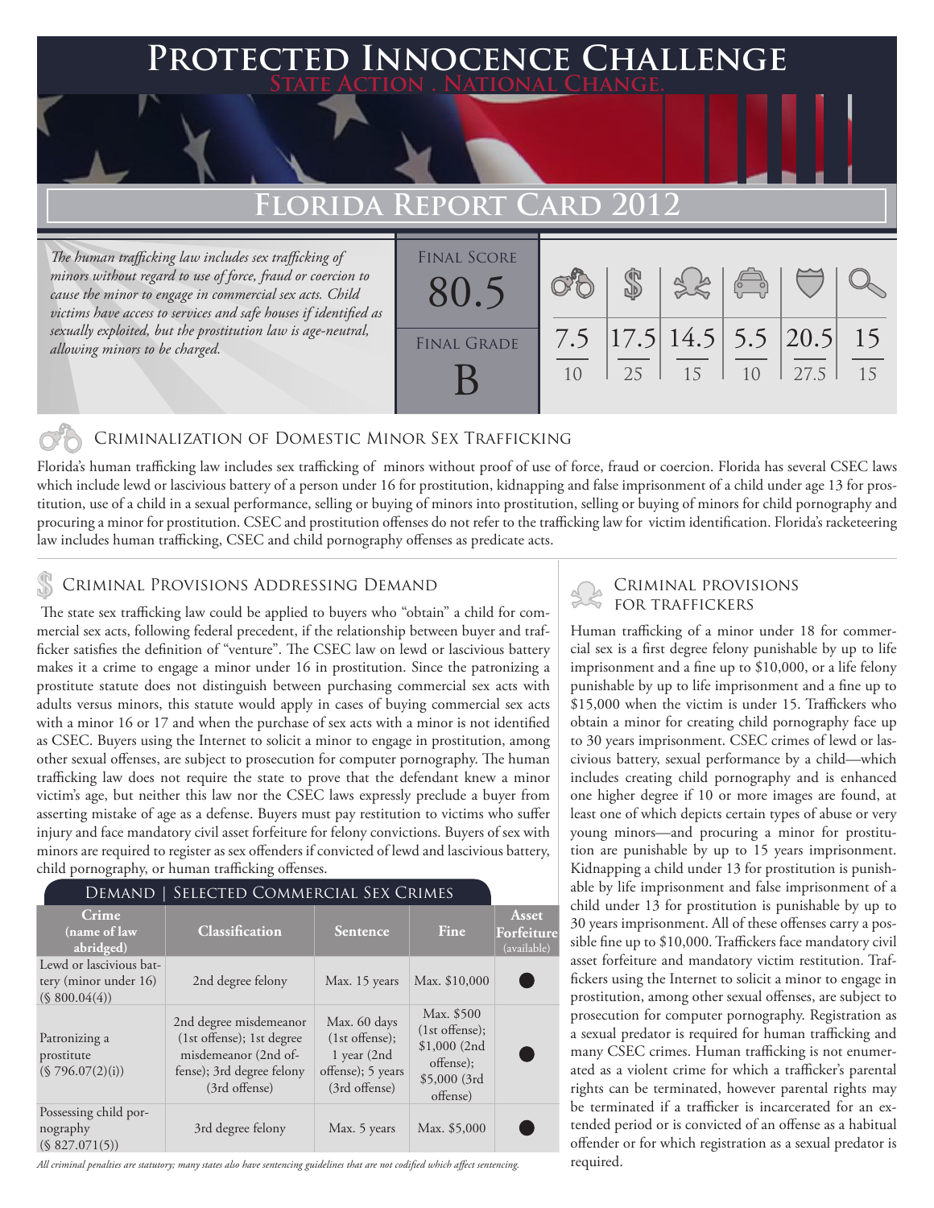# Protected Innocence Challenge

**State Action . National Change.**

## Florida Report Card 2012

*The human trafficking law includes sex trafficking of minors without regard to use of force, fraud or coercion to cause the minor to engage in commercial sex acts. Child victims have access to services and safe houses if identified as sexually exploited, but the prostitution law is age-neutral, allowing minors to be charged.*

| Final Score | Final Grade |
|---|---|
| 80.5 | B |

| Criminalization of Domestic Minor Sex Trafficking | Criminal Provisions Addressing Demand | Criminal Provisions for Traffickers | Criminal Provisions for Facilitators | Protective Provisions for Child Victims | Criminal Justice Tools for Investigation and Prosecution |
|---|---|---|---|---|---|
| 7.5 / 10 | 17.5 / 25 | 14.5 / 15 | 5.5 / 10 | 20.5 / 27.5 | 15 / 15 |

### Criminalization of Domestic Minor Sex Trafficking

Florida's human trafficking law includes sex trafficking of minors without proof of use of force, fraud or coercion. Florida has several CSEC laws which include lewd or lascivious battery of a person under 16 for prostitution, kidnapping and false imprisonment of a child under age 13 for prostitution, use of a child in a sexual performance, selling or buying of minors into prostitution, selling or buying of minors for child pornography and procuring a minor for prostitution. CSEC and prostitution offenses do not refer to the trafficking law for victim identification. Florida's racketeering law includes human trafficking, CSEC and child pornography offenses as predicate acts.

### Criminal Provisions Addressing Demand

The state sex trafficking law could be applied to buyers who "obtain" a child for commercial sex acts, following federal precedent, if the relationship between buyer and trafficker satisfies the definition of "venture". The CSEC law on lewd or lascivious battery makes it a crime to engage a minor under 16 in prostitution. Since the patronizing a prostitute statute does not distinguish between purchasing commercial sex acts with adults versus minors, this statute would apply in cases of buying commercial sex acts with a minor 16 or 17 and when the purchase of sex acts with a minor is not identified as CSEC. Buyers using the Internet to solicit a minor to engage in prostitution, among other sexual offenses, are subject to prosecution for computer pornography. The human trafficking law does not require the state to prove that the defendant knew a minor victim's age, but neither this law nor the CSEC laws expressly preclude a buyer from asserting mistake of age as a defense. Buyers must pay restitution to victims who suffer injury and face mandatory civil asset forfeiture for felony convictions. Buyers of sex with minors are required to register as sex offenders if convicted of lewd and lascivious battery, child pornography, or human trafficking offenses.

**Demand | Selected Commercial Sex Crimes**

| Crime (name of law abridged) | Classification | Sentence | Fine | Asset Forfeiture (available) |
|---|---|---|---|---|
| Lewd or lascivious battery (minor under 16) (§ 800.04(4)) | 2nd degree felony | Max. 15 years | Max. $10,000 | ● |
| Patronizing a prostitute (§ 796.07(2)(i)) | 2nd degree misdemeanor (1st offense); 1st degree misdemeanor (2nd offense); 3rd degree felony (3rd offense) | Max. 60 days (1st offense); 1 year (2nd offense); 5 years (3rd offense) | Max. $500 (1st offense); $1,000 (2nd offense); $5,000 (3rd offense) | ● |
| Possessing child pornography (§ 827.071(5)) | 3rd degree felony | Max. 5 years | Max. $5,000 | ● |

*All criminal penalties are statutory; many states also have sentencing guidelines that are not codified which affect sentencing.*

### Criminal Provisions for Traffickers

Human trafficking of a minor under 18 for commercial sex is a first degree felony punishable by up to life imprisonment and a fine up to $10,000, or a life felony punishable by up to life imprisonment and a fine up to $15,000 when the victim is under 15. Traffickers who obtain a minor for creating child pornography face up to 30 years imprisonment. CSEC crimes of lewd or lascivious battery, sexual performance by a child—which includes creating child pornography and is enhanced one higher degree if 10 or more images are found, at least one of which depicts certain types of abuse or very young minors—and procuring a minor for prostitution are punishable by up to 15 years imprisonment. Kidnapping a child under 13 for prostitution is punishable by life imprisonment and false imprisonment of a child under 13 for prostitution is punishable by up to 30 years imprisonment. All of these offenses carry a possible fine up to $10,000. Traffickers face mandatory civil asset forfeiture and mandatory victim restitution. Traffickers using the Internet to solicit a minor to engage in prostitution, among other sexual offenses, are subject to prosecution for computer pornography. Registration as a sexual predator is required for human trafficking and many CSEC crimes. Human trafficking is not enumerated as a violent crime for which a trafficker's parental rights can be terminated, however parental rights may be terminated if a trafficker is incarcerated for an extended period or is convicted of an offense as a habitual offender or for which registration as a sexual predator is required.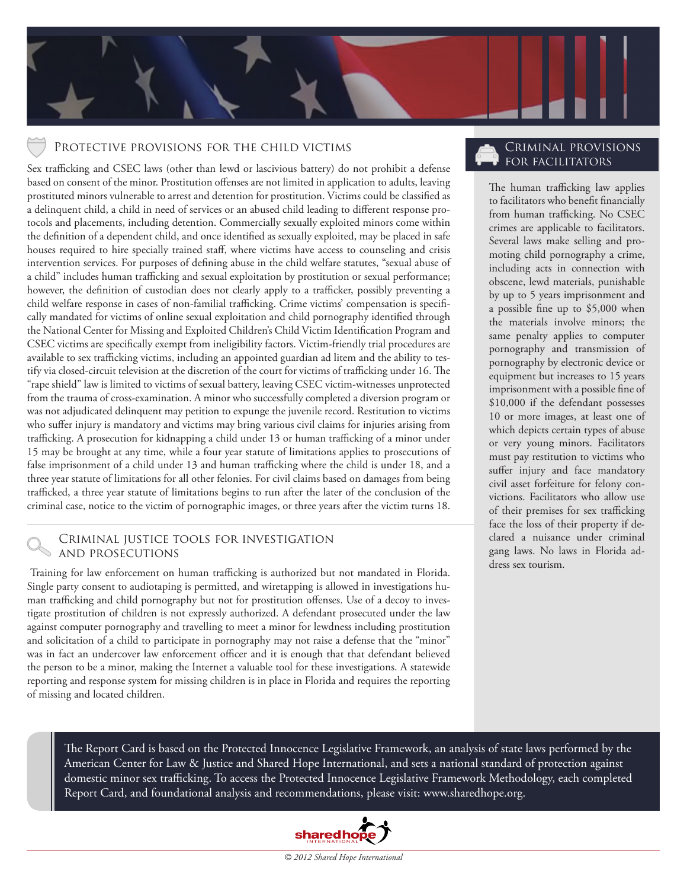## Protective provisions for the child victims

Sex trafficking and CSEC laws (other than lewd or lascivious battery) do not prohibit a defense based on consent of the minor. Prostitution offenses are not limited in application to adults, leaving prostituted minors vulnerable to arrest and detention for prostitution. Victims could be classified as a delinquent child, a child in need of services or an abused child leading to different response protocols and placements, including detention. Commercially sexually exploited minors come within the definition of a dependent child, and once identified as sexually exploited, may be placed in safe houses required to hire specially trained staff, where victims have access to counseling and crisis intervention services. For purposes of defining abuse in the child welfare statutes, "sexual abuse of a child" includes human trafficking and sexual exploitation by prostitution or sexual performance; however, the definition of custodian does not clearly apply to a trafficker, possibly preventing a child welfare response in cases of non-familial trafficking. Crime victims' compensation is specifically mandated for victims of online sexual exploitation and child pornography identified through the National Center for Missing and Exploited Children's Child Victim Identification Program and CSEC victims are specifically exempt from ineligibility factors. Victim-friendly trial procedures are available to sex trafficking victims, including an appointed guardian ad litem and the ability to testify via closed-circuit television at the discretion of the court for victims of trafficking under 16. The "rape shield" law is limited to victims of sexual battery, leaving CSEC victim-witnesses unprotected from the trauma of cross-examination. A minor who successfully completed a diversion program or was not adjudicated delinquent may petition to expunge the juvenile record. Restitution to victims who suffer injury is mandatory and victims may bring various civil claims for injuries arising from trafficking. A prosecution for kidnapping a child under 13 or human trafficking of a minor under 15 may be brought at any time, while a four year statute of limitations applies to prosecutions of false imprisonment of a child under 13 and human trafficking where the child is under 18, and a three year statute of limitations for all other felonies. For civil claims based on damages from being trafficked, a three year statute of limitations begins to run after the later of the conclusion of the criminal case, notice to the victim of pornographic images, or three years after the victim turns 18.

## Criminal justice tools for investigation and prosecutions

Training for law enforcement on human trafficking is authorized but not mandated in Florida. Single party consent to audiotaping is permitted, and wiretapping is allowed in investigations human trafficking and child pornography but not for prostitution offenses. Use of a decoy to investigate prostitution of children is not expressly authorized. A defendant prosecuted under the law against computer pornography and travelling to meet a minor for lewdness including prostitution and solicitation of a child to participate in pornography may not raise a defense that the "minor" was in fact an undercover law enforcement officer and it is enough that that defendant believed the person to be a minor, making the Internet a valuable tool for these investigations. A statewide reporting and response system for missing children is in place in Florida and requires the reporting of missing and located children.

## Criminal provisions for facilitators

The human trafficking law applies to facilitators who benefit financially from human trafficking. No CSEC crimes are applicable to facilitators. Several laws make selling and promoting child pornography a crime, including acts in connection with obscene, lewd materials, punishable by up to 5 years imprisonment and a possible fine up to $5,000 when the materials involve minors; the same penalty applies to computer pornography and transmission of pornography by electronic device or equipment but increases to 15 years imprisonment with a possible fine of $10,000 if the defendant possesses 10 or more images, at least one of which depicts certain types of abuse or very young minors. Facilitators must pay restitution to victims who suffer injury and face mandatory civil asset forfeiture for felony convictions. Facilitators who allow use of their premises for sex trafficking face the loss of their property if declared a nuisance under criminal gang laws. No laws in Florida address sex tourism.

The Report Card is based on the Protected Innocence Legislative Framework, an analysis of state laws performed by the American Center for Law & Justice and Shared Hope International, and sets a national standard of protection against domestic minor sex trafficking. To access the Protected Innocence Legislative Framework Methodology, each completed Report Card, and foundational analysis and recommendations, please visit: www.sharedhope.org.

sharedhope INTERNATIONAL

*© 2012 Shared Hope International*